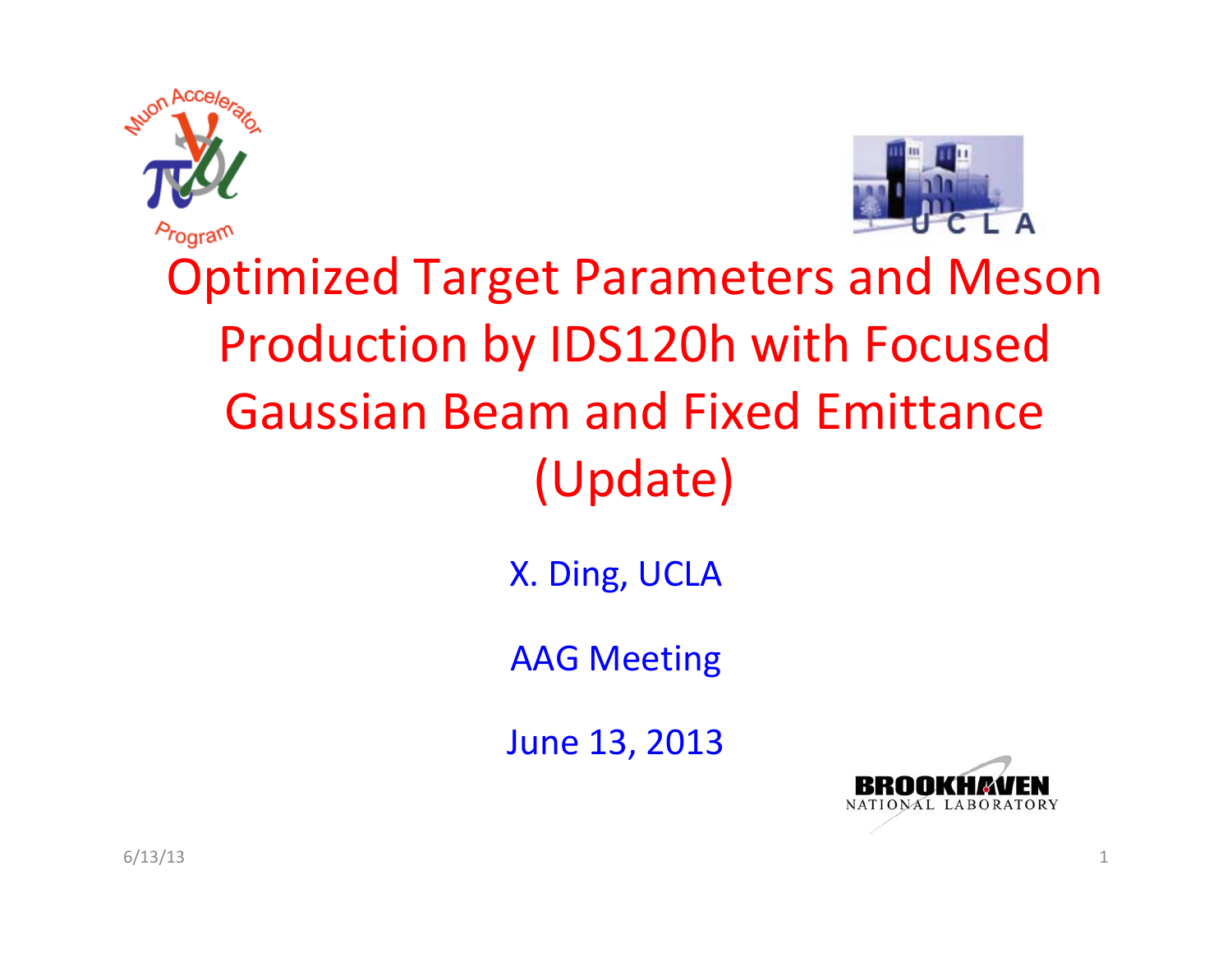# Optimized Target Parameters and Meson Production by IDS120h with Focused Gaussian Beam and Fixed Emittance (Update)

X. Ding, UCLA

AAG Meeting

June 13, 2013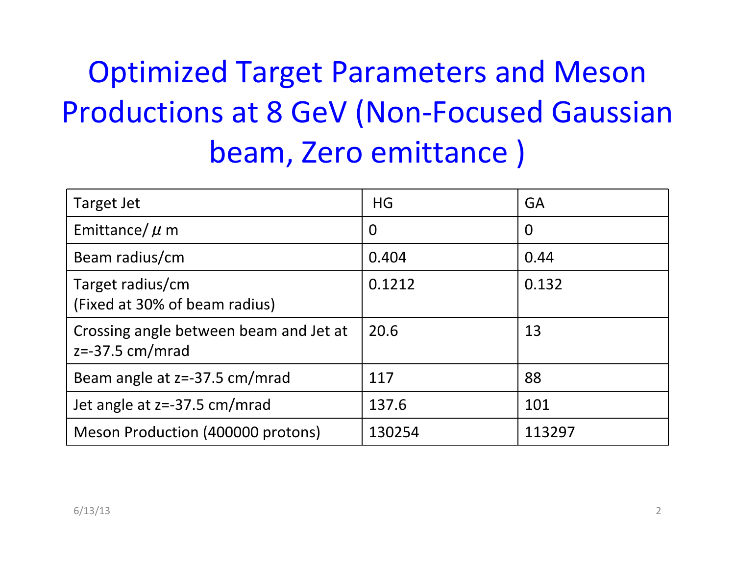# Optimized Target Parameters and Meson Productions at 8 GeV (Non-Focused Gaussian beam, Zero emittance )

| Target Jet | HG | GA |
|---|---|---|
| Emittance/ $\mu$ m | 0 | 0 |
| Beam radius/cm | 0.404 | 0.44 |
| Target radius/cm (Fixed at 30% of beam radius) | 0.1212 | 0.132 |
| Crossing angle between beam and Jet at z=-37.5 cm/mrad | 20.6 | 13 |
| Beam angle at z=-37.5 cm/mrad | 117 | 88 |
| Jet angle at z=-37.5 cm/mrad | 137.6 | 101 |
| Meson Production (400000 protons) | 130254 | 113297 |

6/13/13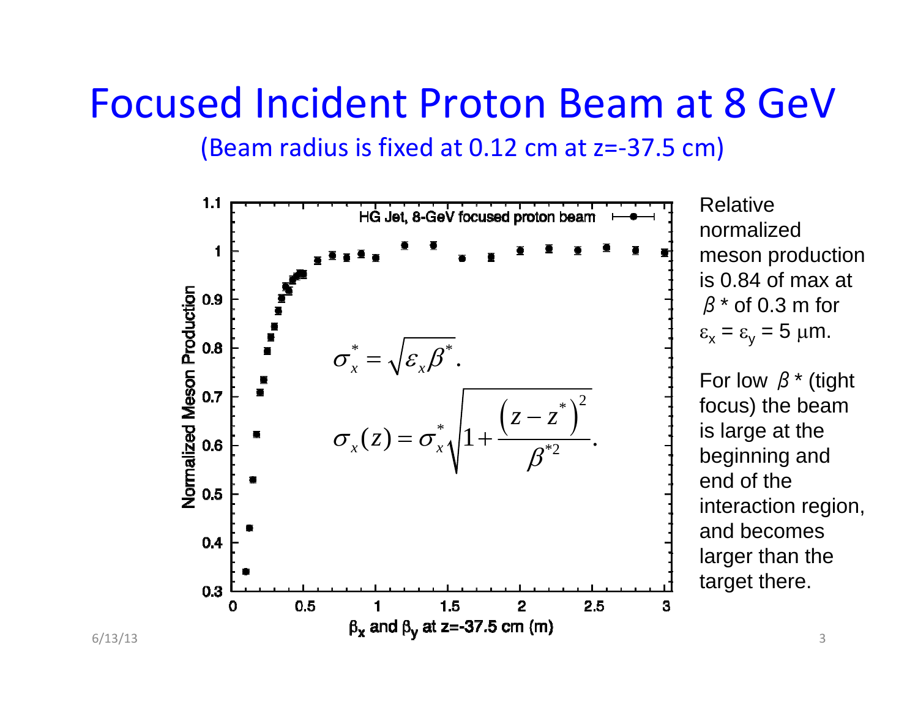# Focused Incident Proton Beam at 8 GeV

(Beam radius is fixed at 0.12 cm at z=-37.5 cm)

$$\sigma_x^* = \sqrt{\varepsilon_x \beta^*}.$$

$$\sigma_x(z) = \sigma_x^* \sqrt{1 + \frac{\left(z - z^*\right)^2}{\beta^{*2}}}.$$

HG Jet, 8-GeV focused proton beam

Normalized Meson Production

$\beta_x$ and $\beta_y$ at z=-37.5 cm (m)

Relative normalized meson production is 0.84 of max at $\beta$ * of 0.3 m for $\varepsilon_x = \varepsilon_y = 5$ μm.

For low $\beta$ * (tight focus) the beam is large at the beginning and end of the interaction region, and becomes larger than the target there.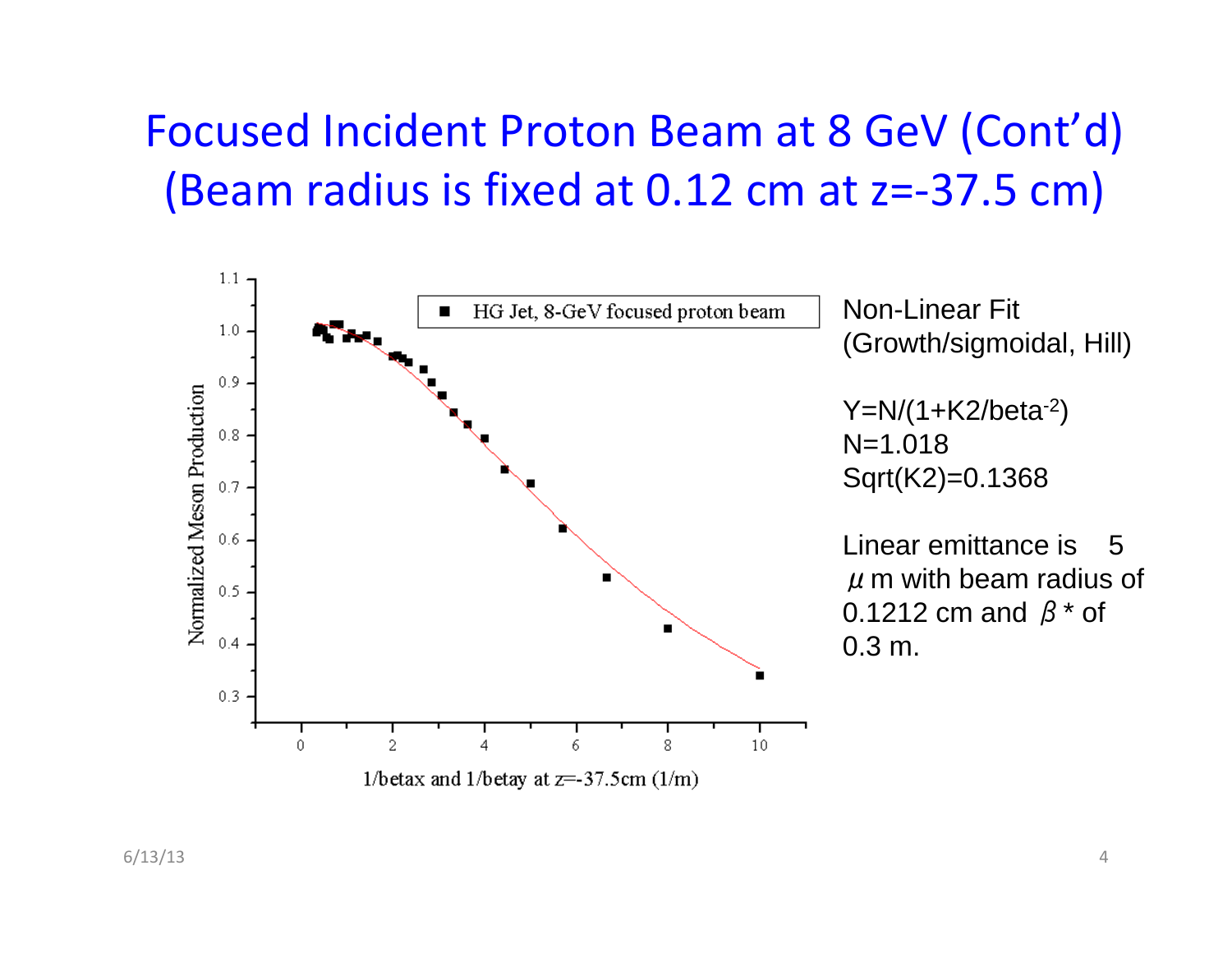# Focused Incident Proton Beam at 8 GeV (Cont'd)
# (Beam radius is fixed at 0.12 cm at z=-37.5 cm)

Non-Linear Fit
(Growth/sigmoidal, Hill)

$Y=N/(1+K2/beta^{-2})$
$N=1.018$
$Sqrt(K2)=0.1368$

Linear emittance is 5 $\mu$m with beam radius of 0.1212 cm and $\beta$* of 0.3 m.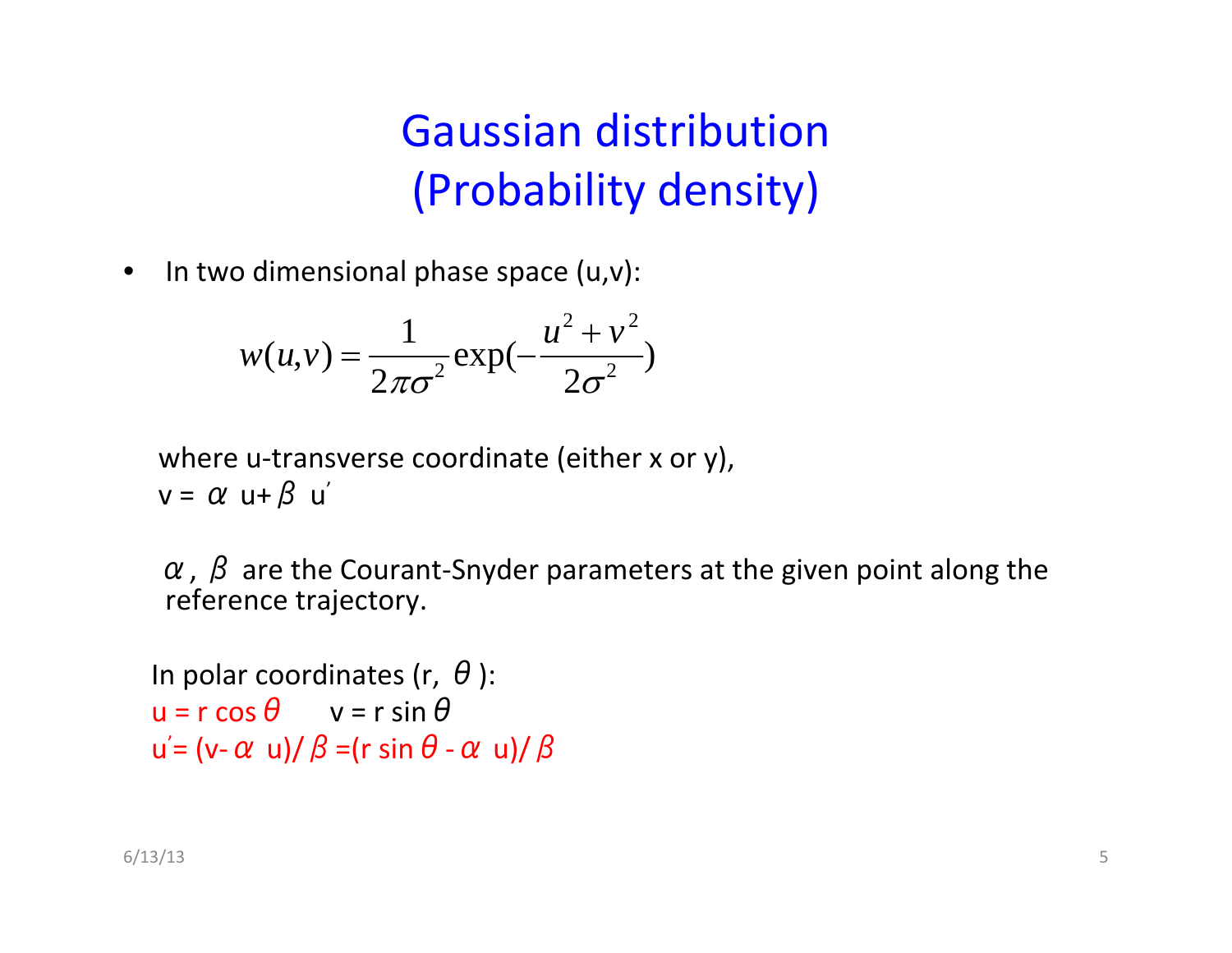# Gaussian distribution (Probability density)

- In two dimensional phase space (u,v):

$$w(u,v) = \frac{1}{2\pi\sigma^2} \exp\left(-\frac{u^2 + v^2}{2\sigma^2}\right)$$

where u-transverse coordinate (either x or y),
$v = \alpha\ u + \beta\ u'$

$\alpha$, $\beta$ are the Courant-Snyder parameters at the given point along the reference trajectory.

In polar coordinates ($r$, $\theta$):
$u = r \cos\theta$ $\quad$ $v = r \sin\theta$
$u' = (v - \alpha\ u)/\beta = (r \sin\theta - \alpha\ u)/\beta$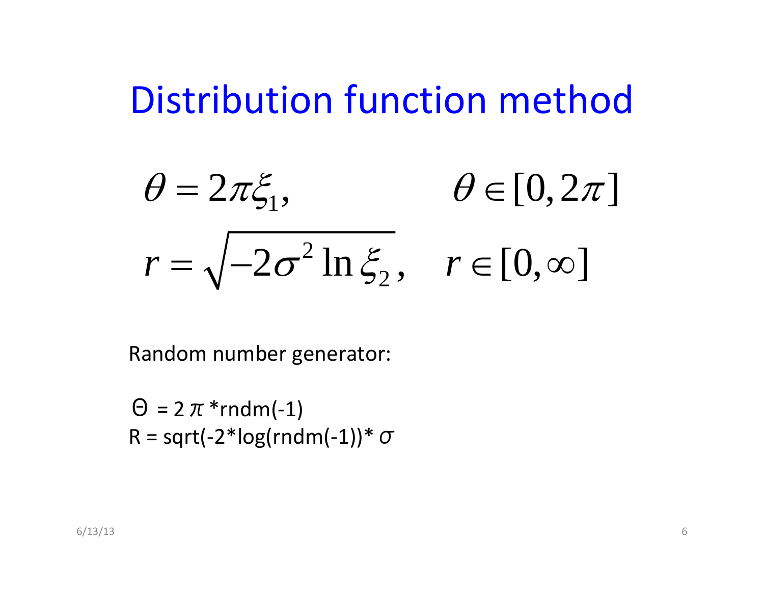# Distribution function method

$$\theta = 2\pi\xi_1, \qquad \theta \in [0, 2\pi]$$

$$r = \sqrt{-2\sigma^2 \ln \xi_2}, \quad r \in [0, \infty]$$

Random number generator:

```
Θ = 2 π *rndm(-1)
R = sqrt(-2*log(rndm(-1))* σ
```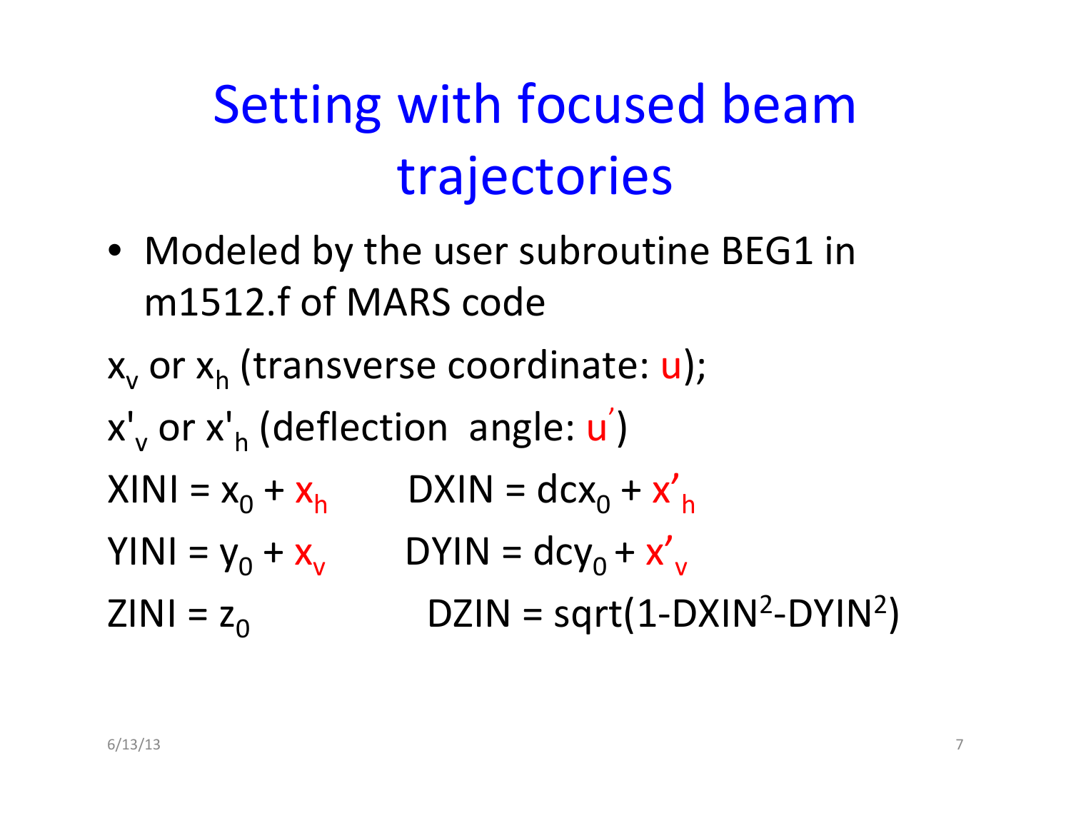# Setting with focused beam trajectories

- Modeled by the user subroutine BEG1 in m1512.f of MARS code

$x_v$ or $x_h$ (transverse coordinate: u);

$x'_v$ or $x'_h$ (deflection angle: $u'$)

XINI = $x_0 + x_h$    DXIN = $dcx_0 + x'_h$

YINI = $y_0 + x_v$    DYIN = $dcy_0 + x'_v$

ZINI = $z_0$    DZIN = sqrt(1-DXIN$^2$-DYIN$^2$)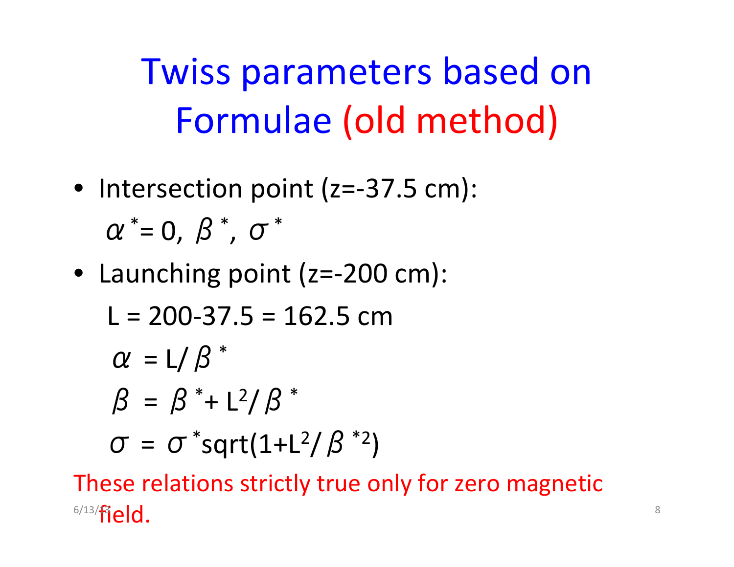# Twiss parameters based on Formulae (old method)

- Intersection point (z=-37.5 cm):

  $\alpha^* = 0,\ \beta^*,\ \sigma^*$

- Launching point (z=-200 cm):

  L = 200-37.5 = 162.5 cm

  $\alpha = L/\beta^*$

  $\beta = \beta^* + L^2/\beta^*$

  $\sigma = \sigma^* \mathrm{sqrt}(1+L^2/\beta^{*2})$

These relations strictly true only for zero magnetic field.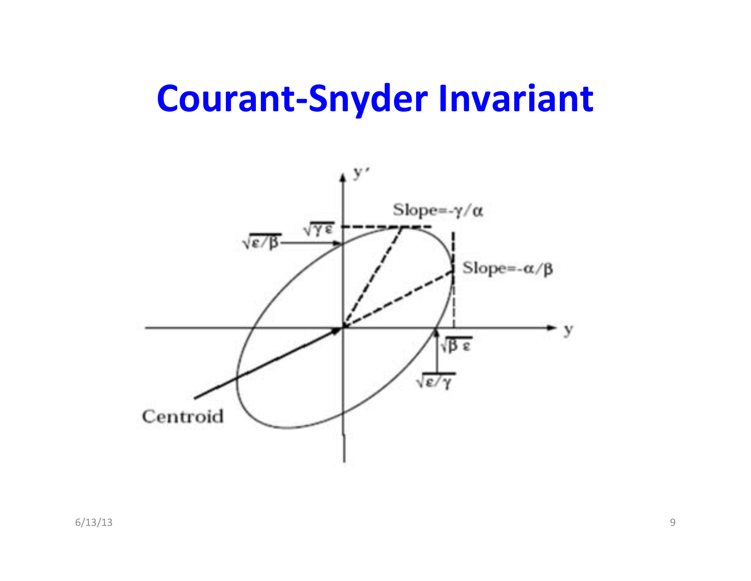# Courant-Snyder Invariant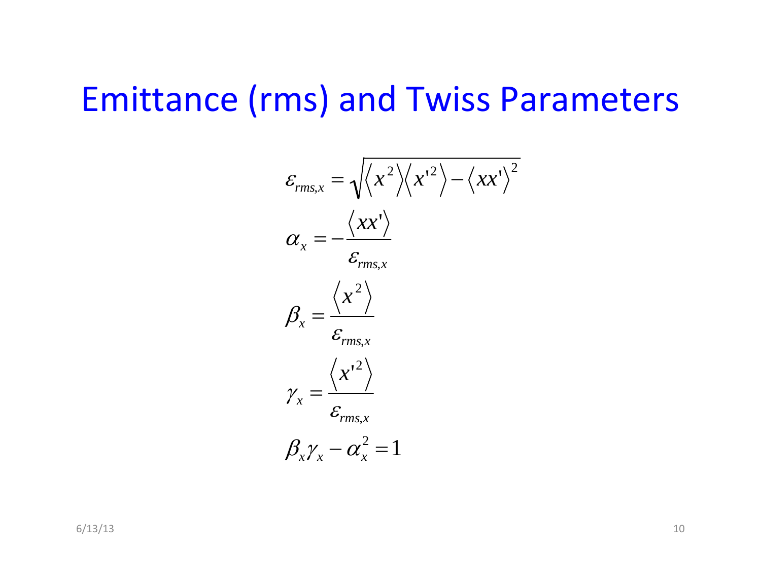# Emittance (rms) and Twiss Parameters

$$\varepsilon_{rms,x} = \sqrt{\langle x^2 \rangle \langle x'^2 \rangle - \langle xx' \rangle^2}$$

$$\alpha_x = -\frac{\langle xx' \rangle}{\varepsilon_{rms,x}}$$

$$\beta_x = \frac{\langle x^2 \rangle}{\varepsilon_{rms,x}}$$

$$\gamma_x = \frac{\langle x'^2 \rangle}{\varepsilon_{rms,x}}$$

$$\beta_x \gamma_x - \alpha_x^2 = 1$$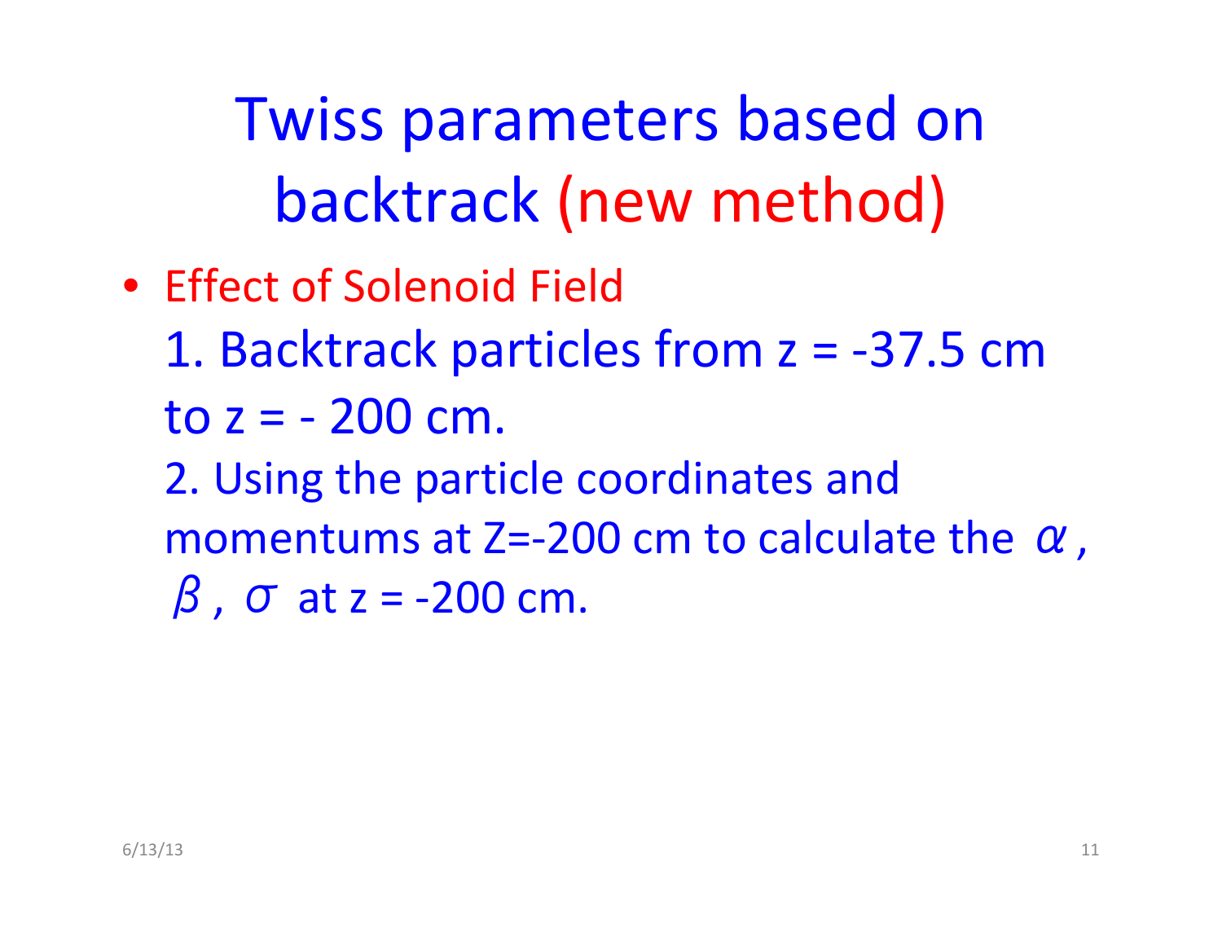# Twiss parameters based on backtrack (new method)

- Effect of Solenoid Field

  1. Backtrack particles from z = -37.5 cm to z = - 200 cm.

  2. Using the particle coordinates and momentums at Z=-200 cm to calculate the $\alpha$, $\beta$, $\sigma$ at z = -200 cm.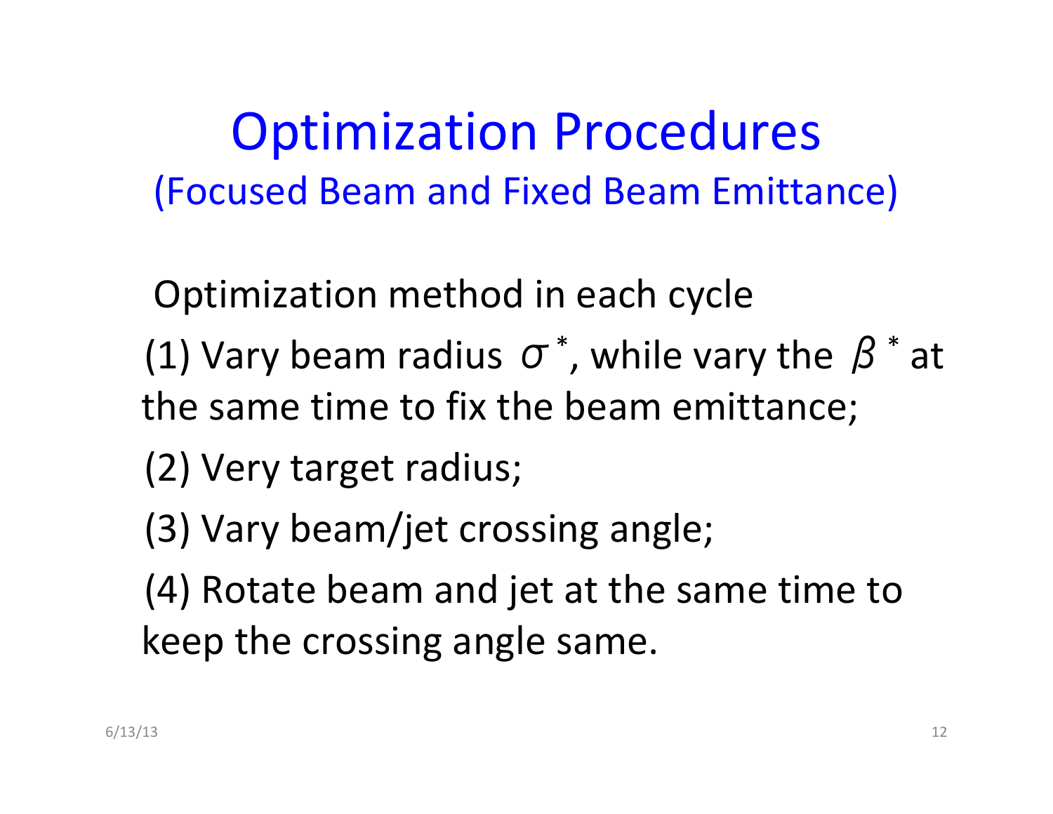# Optimization Procedures

## (Focused Beam and Fixed Beam Emittance)

Optimization method in each cycle

(1) Vary beam radius $\sigma^*$, while vary the $\beta^*$ at the same time to fix the beam emittance;

(2) Very target radius;

(3) Vary beam/jet crossing angle;

(4) Rotate beam and jet at the same time to keep the crossing angle same.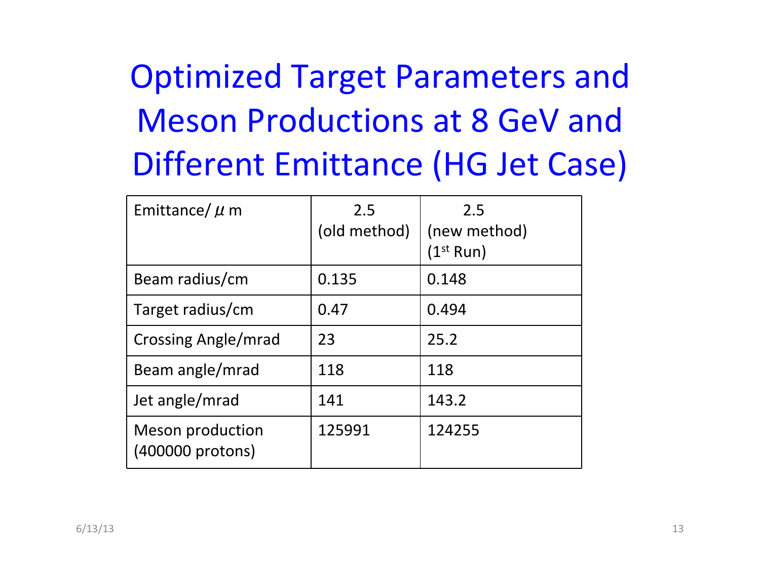# Optimized Target Parameters and Meson Productions at 8 GeV and Different Emittance (HG Jet Case)

| Emittance/ $\mu$ m | 2.5 (old method) | 2.5 (new method) ($1^{st}$ Run) |
|---|---|---|
| Beam radius/cm | 0.135 | 0.148 |
| Target radius/cm | 0.47 | 0.494 |
| Crossing Angle/mrad | 23 | 25.2 |
| Beam angle/mrad | 118 | 118 |
| Jet angle/mrad | 141 | 143.2 |
| Meson production (400000 protons) | 125991 | 124255 |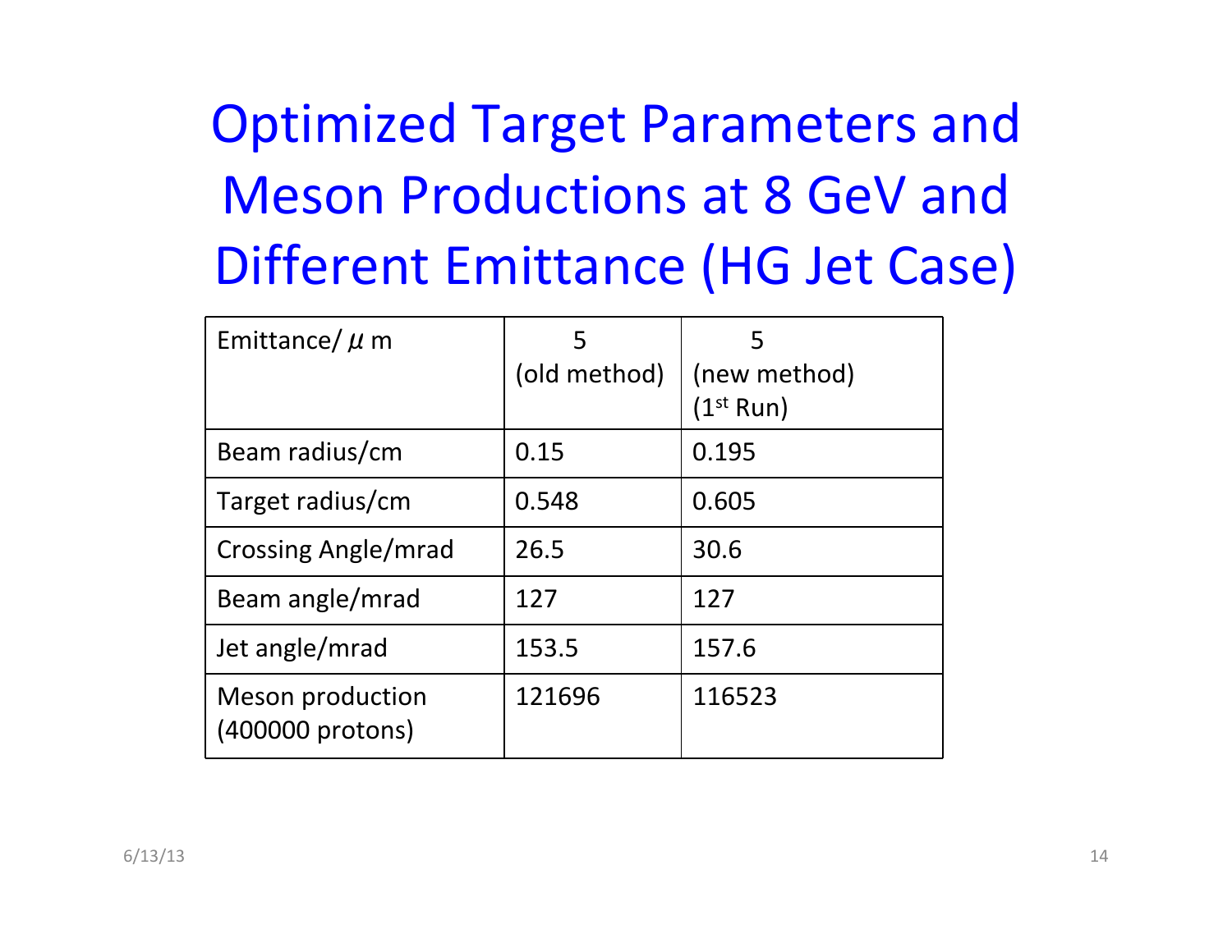# Optimized Target Parameters and Meson Productions at 8 GeV and Different Emittance (HG Jet Case)

| Emittance/ $\mu$ m | 5 (old method) | 5 (new method) ($1^{st}$ Run) |
|---|---|---|
| Beam radius/cm | 0.15 | 0.195 |
| Target radius/cm | 0.548 | 0.605 |
| Crossing Angle/mrad | 26.5 | 30.6 |
| Beam angle/mrad | 127 | 127 |
| Jet angle/mrad | 153.5 | 157.6 |
| Meson production (400000 protons) | 121696 | 116523 |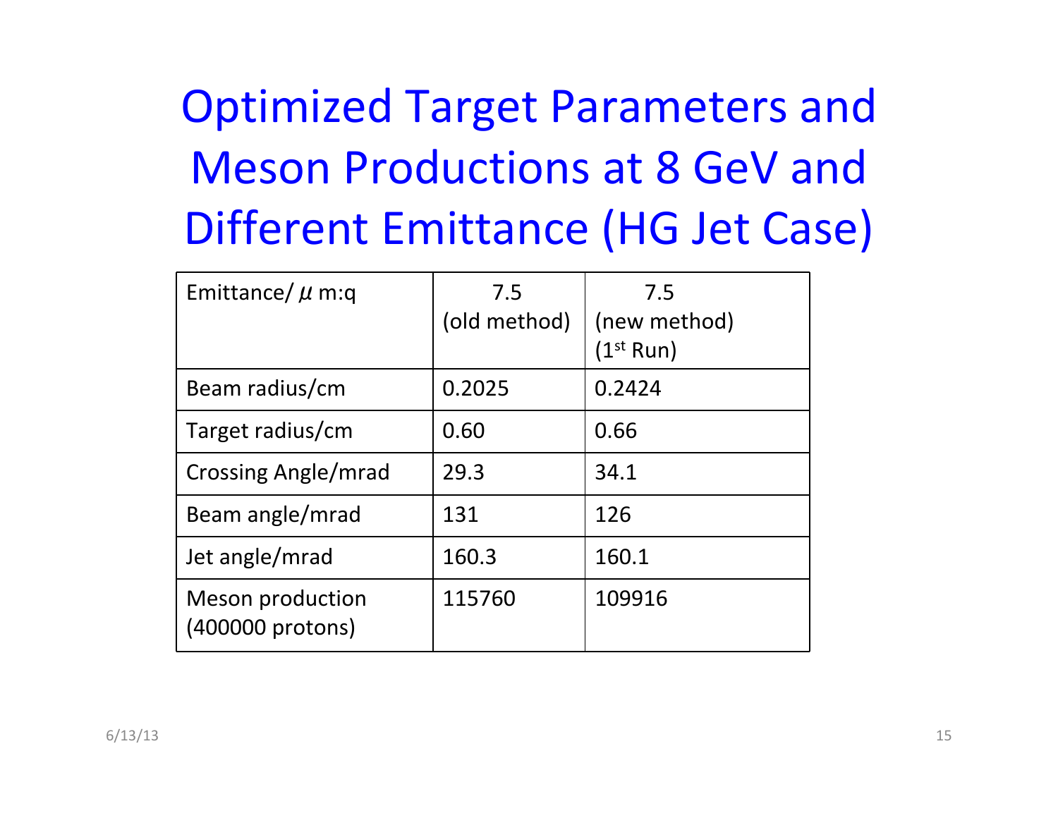# Optimized Target Parameters and Meson Productions at 8 GeV and Different Emittance (HG Jet Case)

| Emittance/ $\mu$ m:q | 7.5 (old method) | 7.5 (new method) (1st Run) |
|---|---|---|
| Beam radius/cm | 0.2025 | 0.2424 |
| Target radius/cm | 0.60 | 0.66 |
| Crossing Angle/mrad | 29.3 | 34.1 |
| Beam angle/mrad | 131 | 126 |
| Jet angle/mrad | 160.3 | 160.1 |
| Meson production (400000 protons) | 115760 | 109916 |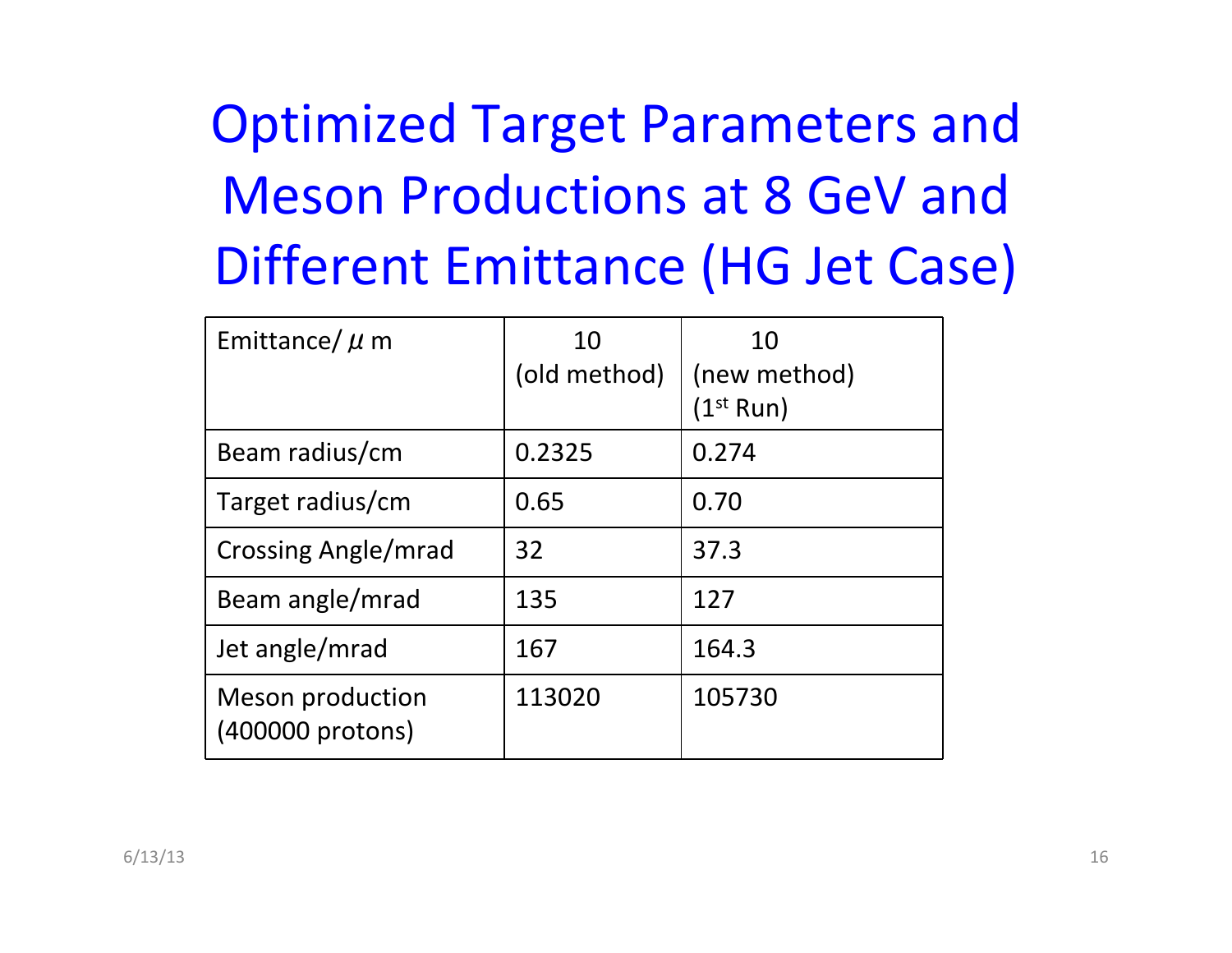# Optimized Target Parameters and Meson Productions at 8 GeV and Different Emittance (HG Jet Case)

| Emittance/ $\mu$ m | 10 (old method) | 10 (new method) (1st Run) |
|---|---|---|
| Beam radius/cm | 0.2325 | 0.274 |
| Target radius/cm | 0.65 | 0.70 |
| Crossing Angle/mrad | 32 | 37.3 |
| Beam angle/mrad | 135 | 127 |
| Jet angle/mrad | 167 | 164.3 |
| Meson production (400000 protons) | 113020 | 105730 |

6/13/13